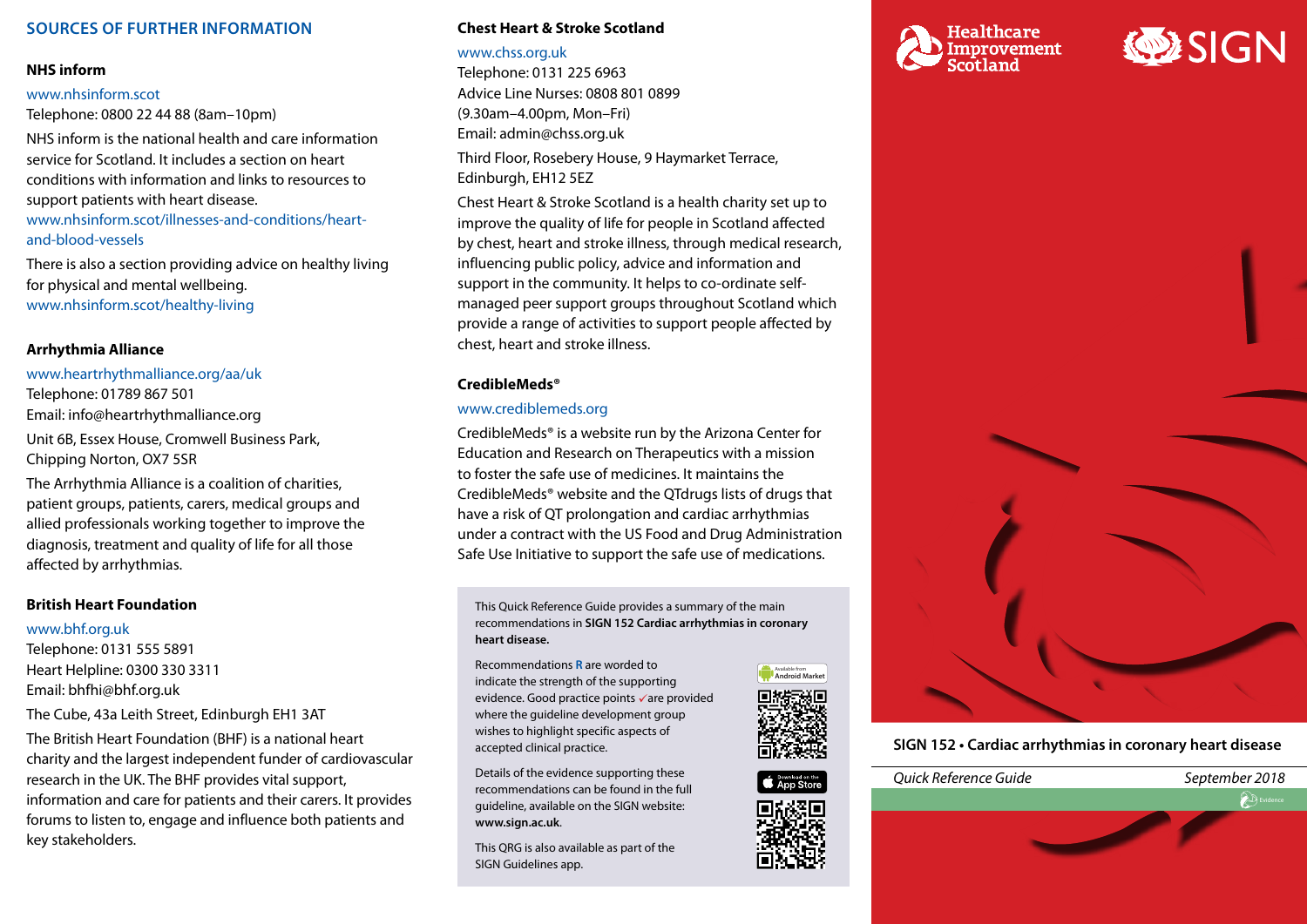## SOURCES OF FURTHER INFORMATION

### NHS inform

www.nhsinform.scot
Telephone: 0800 22 44 88 (8am–10pm)

NHS inform is the national health and care information service for Scotland. It includes a section on heart conditions with information and links to resources to support patients with heart disease.
www.nhsinform.scot/illnesses-and-conditions/heart-and-blood-vessels

There is also a section providing advice on healthy living for physical and mental wellbeing.
www.nhsinform.scot/healthy-living

### Arrhythmia Alliance

www.heartrhythmalliance.org/aa/uk
Telephone: 01789 867 501
Email: info@heartrhythmalliance.org

Unit 6B, Essex House, Cromwell Business Park, Chipping Norton, OX7 5SR

The Arrhythmia Alliance is a coalition of charities, patient groups, patients, carers, medical groups and allied professionals working together to improve the diagnosis, treatment and quality of life for all those affected by arrhythmias.

### British Heart Foundation

www.bhf.org.uk
Telephone: 0131 555 5891
Heart Helpline: 0300 330 3311
Email: bhfhi@bhf.org.uk

The Cube, 43a Leith Street, Edinburgh EH1 3AT

The British Heart Foundation (BHF) is a national heart charity and the largest independent funder of cardiovascular research in the UK. The BHF provides vital support, information and care for patients and their carers. It provides forums to listen to, engage and influence both patients and key stakeholders.

### Chest Heart & Stroke Scotland

www.chss.org.uk
Telephone: 0131 225 6963
Advice Line Nurses: 0808 801 0899
(9.30am–4.00pm, Mon–Fri)
Email: admin@chss.org.uk

Third Floor, Rosebery House, 9 Haymarket Terrace, Edinburgh, EH12 5EZ

Chest Heart & Stroke Scotland is a health charity set up to improve the quality of life for people in Scotland affected by chest, heart and stroke illness, through medical research, influencing public policy, advice and information and support in the community. It helps to co-ordinate self-managed peer support groups throughout Scotland which provide a range of activities to support people affected by chest, heart and stroke illness.

### CredibleMeds®

www.crediblemeds.org

CredibleMeds® is a website run by the Arizona Center for Education and Research on Therapeutics with a mission to foster the safe use of medicines. It maintains the CredibleMeds® website and the QTdrugs lists of drugs that have a risk of QT prolongation and cardiac arrhythmias under a contract with the US Food and Drug Administration Safe Use Initiative to support the safe use of medications.

This Quick Reference Guide provides a summary of the main recommendations in **SIGN 152 Cardiac arrhythmias in coronary heart disease.**

Recommendations **R** are worded to indicate the strength of the supporting evidence. Good practice points ✓ are provided where the guideline development group wishes to highlight specific aspects of accepted clinical practice.

Details of the evidence supporting these recommendations can be found in the full guideline, available on the SIGN website: **www.sign.ac.uk**.

This QRG is also available as part of the SIGN Guidelines app.

Available from Android Market

Download on the App Store

Healthcare Improvement Scotland

SIGN

**SIGN 152 • Cardiac arrhythmias in coronary heart disease**

*Quick Reference Guide* *September 2018*

Evidence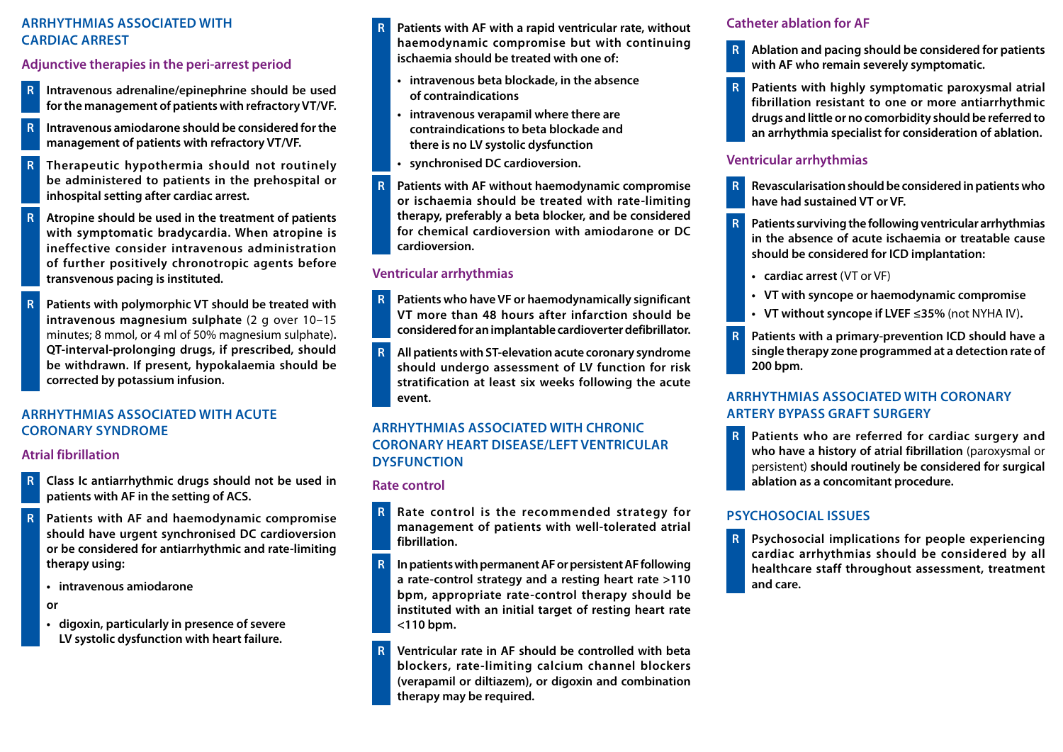## ARRHYTHMIAS ASSOCIATED WITH CARDIAC ARREST

### Adjunctive therapies in the peri-arrest period

**R** **Intravenous adrenaline/epinephrine should be used for the management of patients with refractory VT/VF.**

**R** **Intravenous amiodarone should be considered for the management of patients with refractory VT/VF.**

**R** **Therapeutic hypothermia should not routinely be administered to patients in the prehospital or inhospital setting after cardiac arrest.**

**R** **Atropine should be used in the treatment of patients with symptomatic bradycardia. When atropine is ineffective consider intravenous administration of further positively chronotropic agents before transvenous pacing is instituted.**

**R** **Patients with polymorphic VT should be treated with intravenous magnesium sulphate** (2 g over 10–15 minutes; 8 mmol, or 4 ml of 50% magnesium sulphate)**. QT-interval-prolonging drugs, if prescribed, should be withdrawn. If present, hypokalaemia should be corrected by potassium infusion.**

## ARRHYTHMIAS ASSOCIATED WITH ACUTE CORONARY SYNDROME

### Atrial fibrillation

**R** **Class Ic antiarrhythmic drugs should not be used in patients with AF in the setting of ACS.**

**R** **Patients with AF and haemodynamic compromise should have urgent synchronised DC cardioversion or be considered for antiarrhythmic and rate-limiting therapy using:**

- **intravenous amiodarone**

**or**

- **digoxin, particularly in presence of severe LV systolic dysfunction with heart failure.**

**R** **Patients with AF with a rapid ventricular rate, without haemodynamic compromise but with continuing ischaemia should be treated with one of:**

- **intravenous beta blockade, in the absence of contraindications**
- **intravenous verapamil where there are contraindications to beta blockade and there is no LV systolic dysfunction**
- **synchronised DC cardioversion.**

**R** **Patients with AF without haemodynamic compromise or ischaemia should be treated with rate-limiting therapy, preferably a beta blocker, and be considered for chemical cardioversion with amiodarone or DC cardioversion.**

### Ventricular arrhythmias

**R** **Patients who have VF or haemodynamically significant VT more than 48 hours after infarction should be considered for an implantable cardioverter defibrillator.**

**R** **All patients with ST-elevation acute coronary syndrome should undergo assessment of LV function for risk stratification at least six weeks following the acute event.**

## ARRHYTHMIAS ASSOCIATED WITH CHRONIC CORONARY HEART DISEASE/LEFT VENTRICULAR DYSFUNCTION

### Rate control

**R** **Rate control is the recommended strategy for management of patients with well-tolerated atrial fibrillation.**

**R** **In patients with permanent AF or persistent AF following a rate-control strategy and a resting heart rate >110 bpm, appropriate rate-control therapy should be instituted with an initial target of resting heart rate <110 bpm.**

**R** **Ventricular rate in AF should be controlled with beta blockers, rate-limiting calcium channel blockers (verapamil or diltiazem), or digoxin and combination therapy may be required.**

### Catheter ablation for AF

**R** **Ablation and pacing should be considered for patients with AF who remain severely symptomatic.**

**R** **Patients with highly symptomatic paroxysmal atrial fibrillation resistant to one or more antiarrhythmic drugs and little or no comorbidity should be referred to an arrhythmia specialist for consideration of ablation.**

### Ventricular arrhythmias

**R** **Revascularisation should be considered in patients who have had sustained VT or VF.**

**R** **Patients surviving the following ventricular arrhythmias in the absence of acute ischaemia or treatable cause should be considered for ICD implantation:**

- **cardiac arrest** (VT or VF)
- **VT with syncope or haemodynamic compromise**
- **VT without syncope if LVEF ≤35%** (not NYHA IV)**.**

**R** **Patients with a primary-prevention ICD should have a single therapy zone programmed at a detection rate of 200 bpm.**

## ARRHYTHMIAS ASSOCIATED WITH CORONARY ARTERY BYPASS GRAFT SURGERY

**R** **Patients who are referred for cardiac surgery and who have a history of atrial fibrillation** (paroxysmal or persistent) **should routinely be considered for surgical ablation as a concomitant procedure.**

## PSYCHOSOCIAL ISSUES

**R** **Psychosocial implications for people experiencing cardiac arrhythmias should be considered by all healthcare staff throughout assessment, treatment and care.**